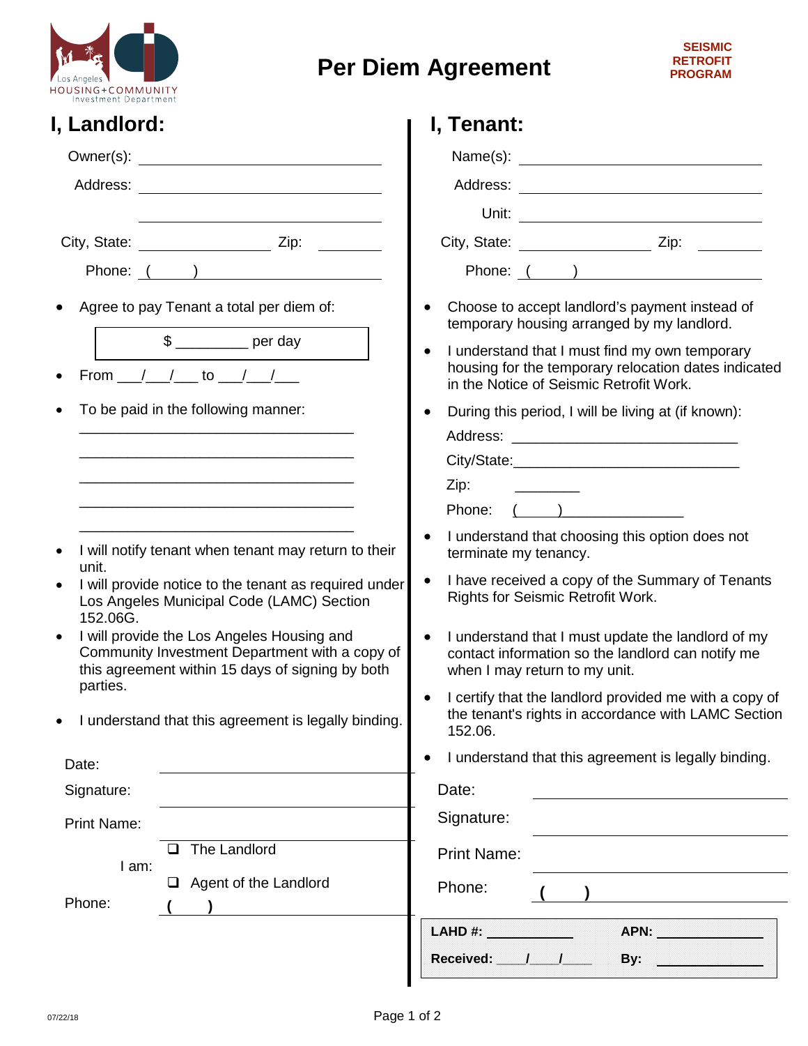Los Angeles HOUSING+COMMUNITY Investment Department

# Per Diem Agreement

**SEISMIC RETROFIT PROGRAM**

## I, Landlord:

Owner(s): ______________________________

Address: ______________________________

______________________________

City, State: ________________ Zip: ________

Phone: ( ) ______________________________

- Agree to pay Tenant a total per diem of:

  $ _________ per day

- From ___/___/___ to ___/___/___
- To be paid in the following manner:

  ______________________________
  ______________________________
  ______________________________
  ______________________________
  ______________________________

- I will notify tenant when tenant may return to their unit.
- I will provide notice to the tenant as required under Los Angeles Municipal Code (LAMC) Section 152.06G.
- I will provide the Los Angeles Housing and Community Investment Department with a copy of this agreement within 15 days of signing by both parties.
- I understand that this agreement is legally binding.

Date: ______________________________

Signature: ______________________________

Print Name: ______________________________

I am:
- ❑ The Landlord
- ❑ Agent of the Landlord

Phone: ( ) ______________________________

## I, Tenant:

Name(s): ______________________________

Address: ______________________________

Unit: ______________________________

City, State: ________________ Zip: ________

Phone: ( ) ______________________________

- Choose to accept landlord's payment instead of temporary housing arranged by my landlord.
- I understand that I must find my own temporary housing for the temporary relocation dates indicated in the Notice of Seismic Retrofit Work.
- During this period, I will be living at (if known):

  Address: ______________________________

  City/State: ______________________________

  Zip: ________

  Phone: ( ) ________________

- I understand that choosing this option does not terminate my tenancy.
- I have received a copy of the Summary of Tenants Rights for Seismic Retrofit Work.
- I understand that I must update the landlord of my contact information so the landlord can notify me when I may return to my unit.
- I certify that the landlord provided me with a copy of the tenant's rights in accordance with LAMC Section 152.06.
- I understand that this agreement is legally binding.

Date: ______________________________

Signature: ______________________________

Print Name: ______________________________

Phone: ( ) ______________________________

| | |
|---|---|
| **LAHD #:** ____________ | **APN:** ______________ |
| **Received:** ____/____/____ | **By:** ______________ |

07/22/18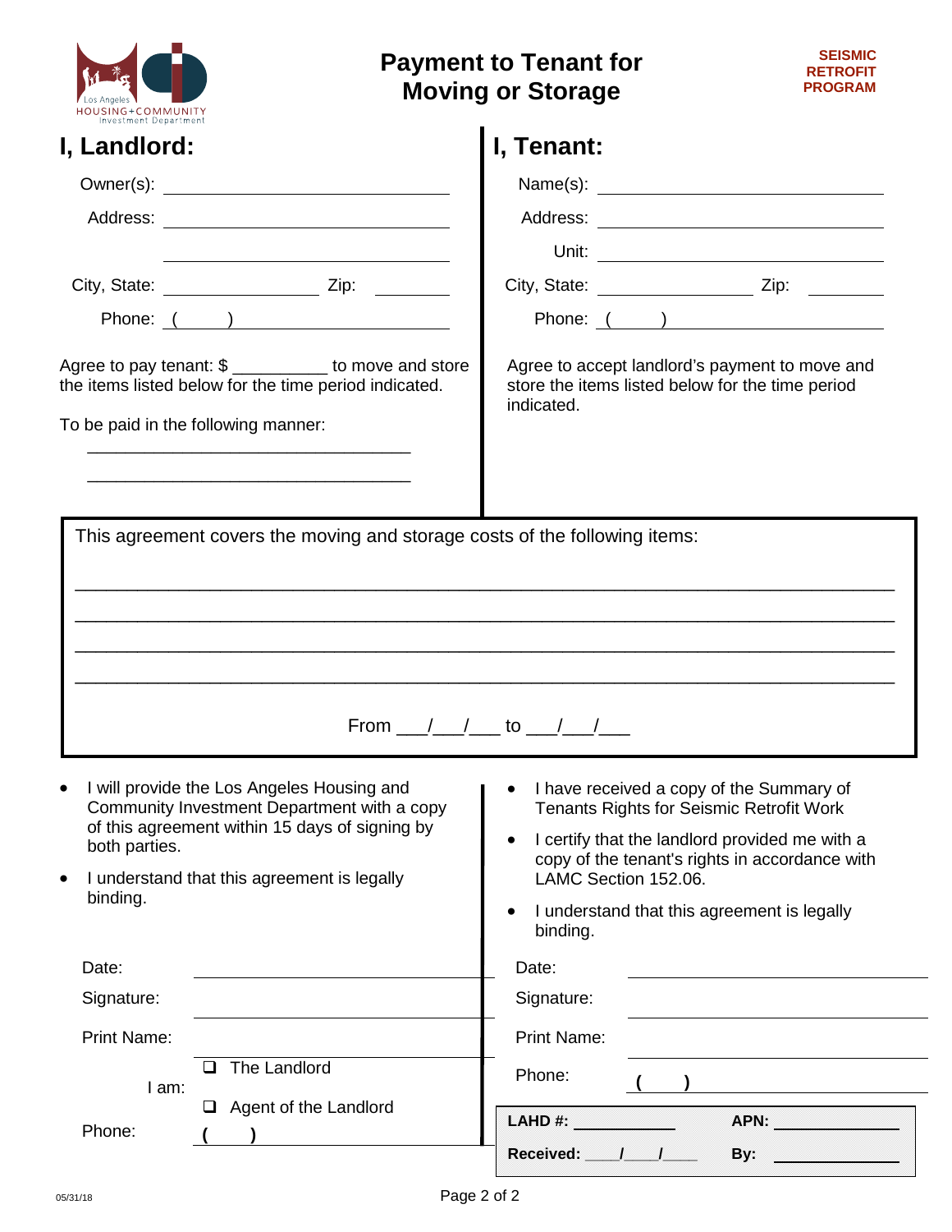Los Angeles HOUSING+COMMUNITY Investment Department

# Payment to Tenant for Moving or Storage

**SEISMIC RETROFIT PROGRAM**

## I, Landlord:

Owner(s): ______________________

Address: ______________________

______________________

City, State: ____________ Zip: ________

Phone: ( ) ______________________

Agree to pay tenant: $ __________ to move and store the items listed below for the time period indicated.

To be paid in the following manner:

___________________________________

___________________________________

## I, Tenant:

Name(s): ______________________

Address: ______________________

Unit: ______________________

City, State: ____________ Zip: ________

Phone: ( ) ______________________

Agree to accept landlord's payment to move and store the items listed below for the time period indicated.

---

This agreement covers the moving and storage costs of the following items:

_______________________________________________________________________

_______________________________________________________________________

_______________________________________________________________________

_______________________________________________________________________

From ___/___/___ to ___/___/___

---

**Landlord:**

- I will provide the Los Angeles Housing and Community Investment Department with a copy of this agreement within 15 days of signing by both parties.
- I understand that this agreement is legally binding.

Date: ______________________

Signature: ______________________

Print Name: ______________________

I am:
- ❑ The Landlord
- ❑ Agent of the Landlord

Phone: **( )** ______________________

**Tenant:**

- I have received a copy of the Summary of Tenants Rights for Seismic Retrofit Work
- I certify that the landlord provided me with a copy of the tenant's rights in accordance with LAMC Section 152.06.
- I understand that this agreement is legally binding.

Date: ______________________

Signature: ______________________

Print Name: ______________________

Phone: **( )** ______________________

**LAHD #:** __________ **APN:** __________

**Received:** ____/____/____ **By:** __________

05/31/18